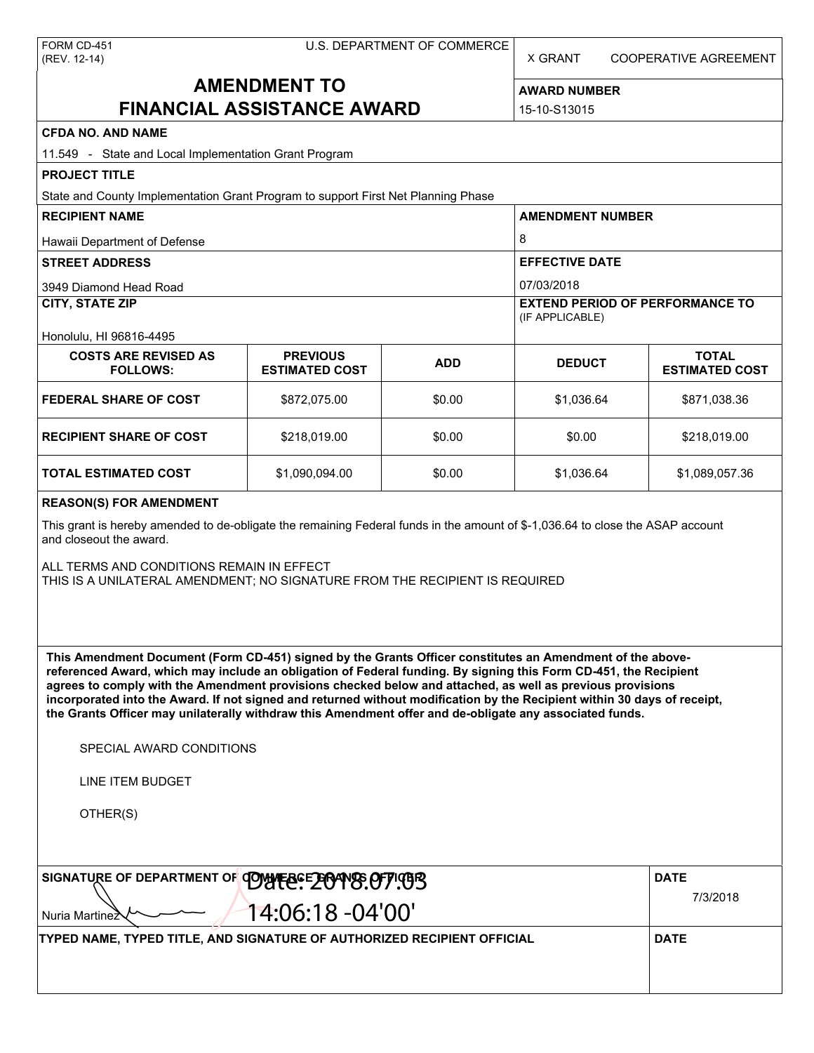FORM CD-451
(REV. 12-14)

U.S. DEPARTMENT OF COMMERCE

X GRANT COOPERATIVE AGREEMENT

# AMENDMENT TO FINANCIAL ASSISTANCE AWARD

**AWARD NUMBER**
15-10-S13015

**CFDA NO. AND NAME**
11.549 - State and Local Implementation Grant Program

**PROJECT TITLE**
State and County Implementation Grant Program to support First Net Planning Phase

**RECIPIENT NAME**
Hawaii Department of Defense

**AMENDMENT NUMBER**
8

**STREET ADDRESS**
3949 Diamond Head Road

**EFFECTIVE DATE**
07/03/2018

**CITY, STATE ZIP**
Honolulu, HI 96816-4495

**EXTEND PERIOD OF PERFORMANCE TO** (IF APPLICABLE)

| COSTS ARE REVISED AS FOLLOWS: | PREVIOUS ESTIMATED COST | ADD | DEDUCT | TOTAL ESTIMATED COST |
|---|---|---|---|---|
| FEDERAL SHARE OF COST | $872,075.00 | $0.00 | $1,036.64 | $871,038.36 |
| RECIPIENT SHARE OF COST | $218,019.00 | $0.00 | $0.00 | $218,019.00 |
| TOTAL ESTIMATED COST | $1,090,094.00 | $0.00 | $1,036.64 | $1,089,057.36 |

**REASON(S) FOR AMENDMENT**

This grant is hereby amended to de-obligate the remaining Federal funds in the amount of $-1,036.64 to close the ASAP account and closeout the award.

ALL TERMS AND CONDITIONS REMAIN IN EFFECT
THIS IS A UNILATERAL AMENDMENT; NO SIGNATURE FROM THE RECIPIENT IS REQUIRED

**This Amendment Document (Form CD-451) signed by the Grants Officer constitutes an Amendment of the above-referenced Award, which may include an obligation of Federal funding. By signing this Form CD-451, the Recipient agrees to comply with the Amendment provisions checked below and attached, as well as previous provisions incorporated into the Award. If not signed and returned without modification by the Recipient within 30 days of receipt, the Grants Officer may unilaterally withdraw this Amendment offer and de-obligate any associated funds.**

SPECIAL AWARD CONDITIONS

LINE ITEM BUDGET

OTHER(S)

**SIGNATURE OF DEPARTMENT OF COMMERCE GRANTS OFFICER**
Nuria Martinez
Date: 2018.07.03 14:06:18 -04'00'

**DATE**
7/3/2018

**TYPED NAME, TYPED TITLE, AND SIGNATURE OF AUTHORIZED RECIPIENT OFFICIAL**

**DATE**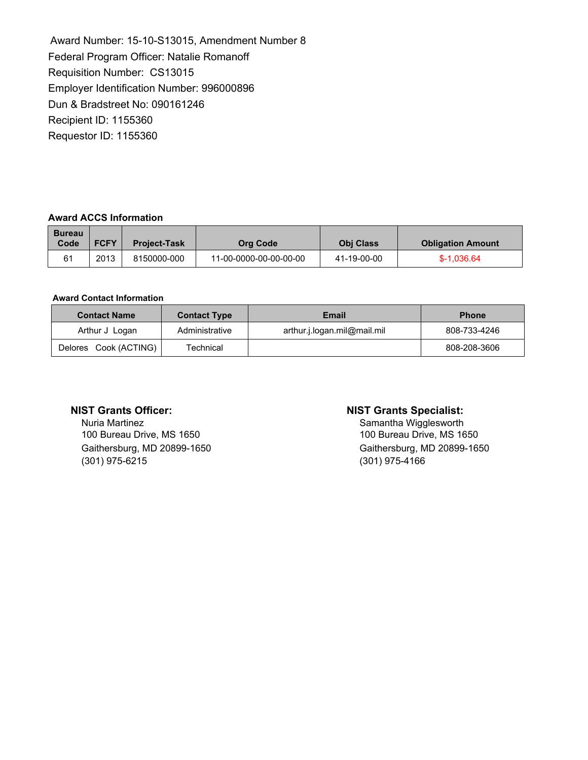Award Number: 15-10-S13015, Amendment Number 8
Federal Program Officer: Natalie Romanoff
Requisition Number: CS13015
Employer Identification Number: 996000896
Dun & Bradstreet No: 090161246
Recipient ID: 1155360
Requestor ID: 1155360

**Award ACCS Information**

| Bureau Code | FCFY | Project-Task | Org Code | Obj Class | Obligation Amount |
|---|---|---|---|---|---|
| 61 | 2013 | 8150000-000 | 11-00-0000-00-00-00-00 | 41-19-00-00 | $-1,036.64 |

**Award Contact Information**

| Contact Name | Contact Type | Email | Phone |
|---|---|---|---|
| Arthur J Logan | Administrative | arthur.j.logan.mil@mail.mil | 808-733-4246 |
| Delores Cook (ACTING) | Technical | | 808-208-3606 |

**NIST Grants Officer:**
Nuria Martinez
100 Bureau Drive, MS 1650
Gaithersburg, MD 20899-1650
(301) 975-6215

**NIST Grants Specialist:**
Samantha Wigglesworth
100 Bureau Drive, MS 1650
Gaithersburg, MD 20899-1650
(301) 975-4166